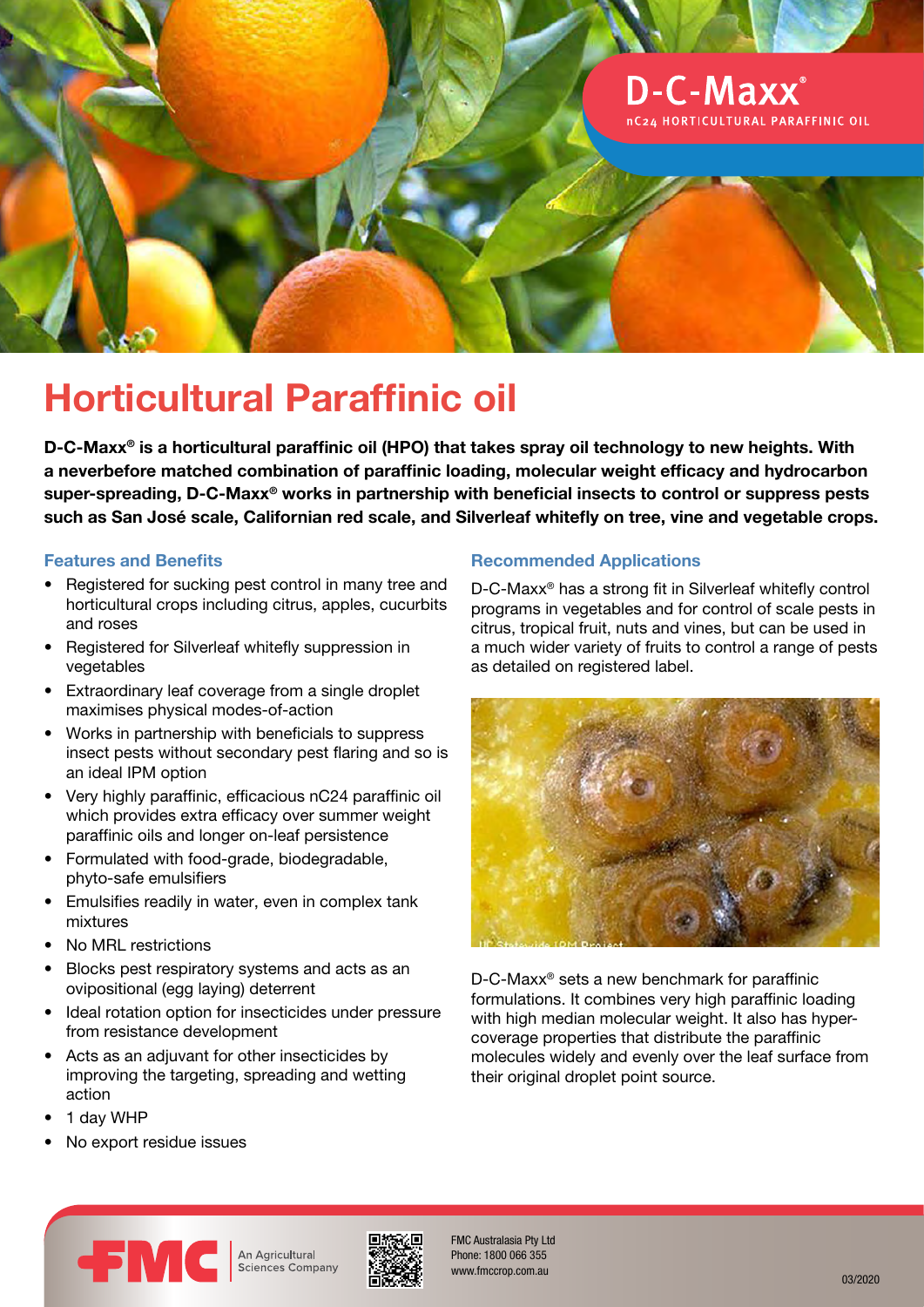D-C-Maxx®

nC24 HORTICULTURAL PARAFFINIC OIL

# Horticultural Paraffinic oil

**D-C-Maxx® is a horticultural paraffinic oil (HPO) that takes spray oil technology to new heights. With a neverbefore matched combination of paraffinic loading, molecular weight efficacy and hydrocarbon super-spreading, D-C-Maxx® works in partnership with beneficial insects to control or suppress pests such as San José scale, Californian red scale, and Silverleaf whitefly on tree, vine and vegetable crops.**

## Features and Benefits

- Registered for sucking pest control in many tree and horticultural crops including citrus, apples, cucurbits and roses
- Registered for Silverleaf whitefly suppression in vegetables
- Extraordinary leaf coverage from a single droplet maximises physical modes-of-action
- Works in partnership with beneficials to suppress insect pests without secondary pest flaring and so is an ideal IPM option
- Very highly paraffinic, efficacious nC24 paraffinic oil which provides extra efficacy over summer weight paraffinic oils and longer on-leaf persistence
- Formulated with food-grade, biodegradable, phyto-safe emulsifiers
- Emulsifies readily in water, even in complex tank mixtures
- No MRL restrictions
- Blocks pest respiratory systems and acts as an ovipositional (egg laying) deterrent
- Ideal rotation option for insecticides under pressure from resistance development
- Acts as an adjuvant for other insecticides by improving the targeting, spreading and wetting action
- 1 day WHP
- No export residue issues

## Recommended Applications

D-C-Maxx® has a strong fit in Silverleaf whitefly control programs in vegetables and for control of scale pests in citrus, tropical fruit, nuts and vines, but can be used in a much wider variety of fruits to control a range of pests as detailed on registered label.

D-C-Maxx® sets a new benchmark for paraffinic formulations. It combines very high paraffinic loading with high median molecular weight. It also has hyper-coverage properties that distribute the paraffinic molecules widely and evenly over the leaf surface from their original droplet point source.

FMC An Agricultural Sciences Company

FMC Australasia Pty Ltd
Phone: 1800 066 355
www.fmccrop.com.au

03/2020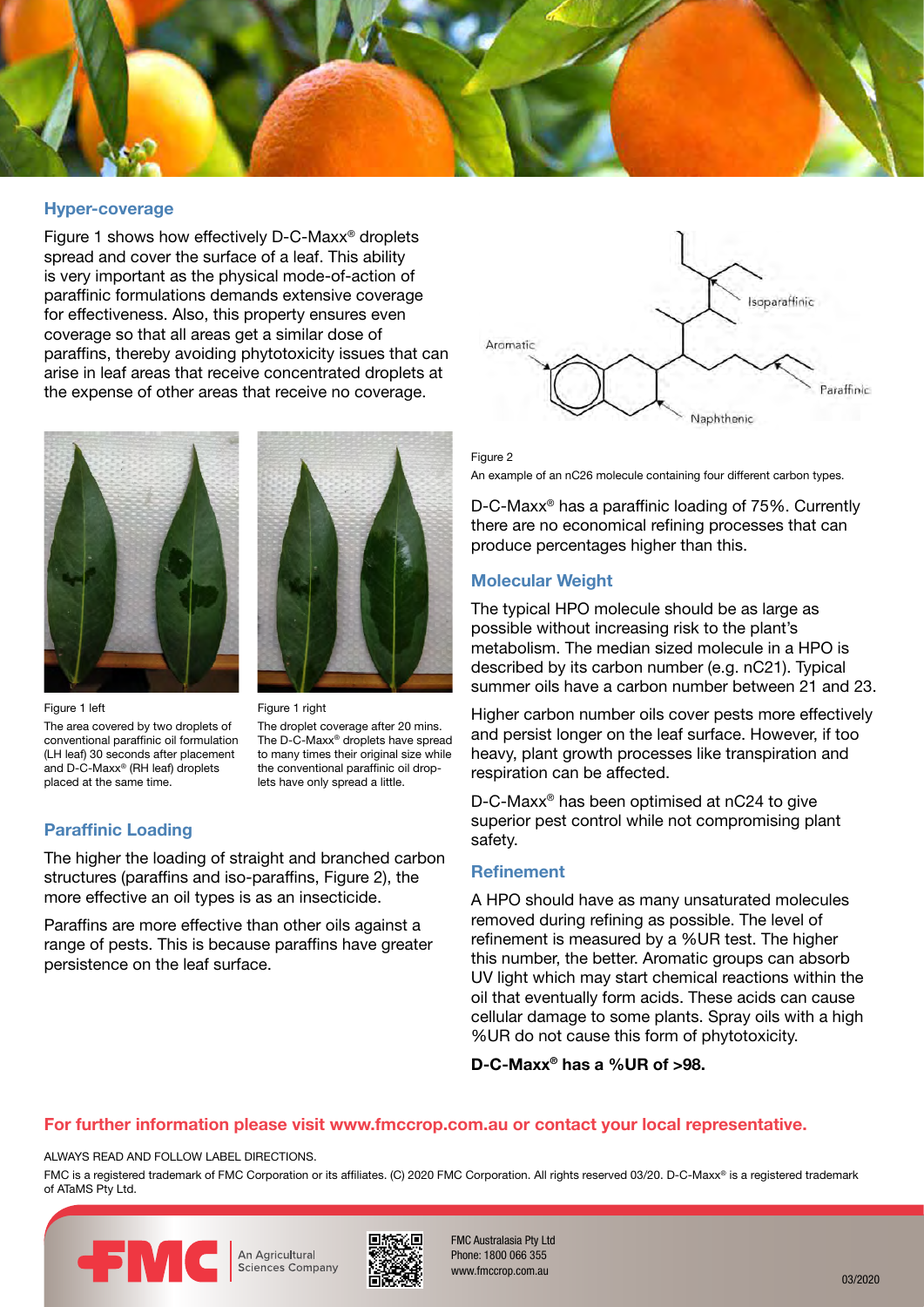## Hyper-coverage

Figure 1 shows how effectively D-C-Maxx® droplets spread and cover the surface of a leaf. This ability is very important as the physical mode-of-action of paraffinic formulations demands extensive coverage for effectiveness. Also, this property ensures even coverage so that all areas get a similar dose of paraffins, thereby avoiding phytotoxicity issues that can arise in leaf areas that receive concentrated droplets at the expense of other areas that receive no coverage.

Figure 1 left

The area covered by two droplets of conventional paraffinic oil formulation (LH leaf) 30 seconds after placement and D-C-Maxx® (RH leaf) droplets placed at the same time.

Figure 1 right

The droplet coverage after 20 mins. The D-C-Maxx® droplets have spread to many times their original size while the conventional paraffinic oil droplets have only spread a little.

## Paraffinic Loading

The higher the loading of straight and branched carbon structures (paraffins and iso-paraffins, Figure 2), the more effective an oil types is as an insecticide.

Paraffins are more effective than other oils against a range of pests. This is because paraffins have greater persistence on the leaf surface.

Isoparaffinic

Aromatic

Paraffinic

Naphthenic

Figure 2

An example of an nC26 molecule containing four different carbon types.

D-C-Maxx® has a paraffinic loading of 75%. Currently there are no economical refining processes that can produce percentages higher than this.

## Molecular Weight

The typical HPO molecule should be as large as possible without increasing risk to the plant's metabolism. The median sized molecule in a HPO is described by its carbon number (e.g. nC21). Typical summer oils have a carbon number between 21 and 23.

Higher carbon number oils cover pests more effectively and persist longer on the leaf surface. However, if too heavy, plant growth processes like transpiration and respiration can be affected.

D-C-Maxx® has been optimised at nC24 to give superior pest control while not compromising plant safety.

## Refinement

A HPO should have as many unsaturated molecules removed during refining as possible. The level of refinement is measured by a %UR test. The higher this number, the better. Aromatic groups can absorb UV light which may start chemical reactions within the oil that eventually form acids. These acids can cause cellular damage to some plants. Spray oils with a high %UR do not cause this form of phytotoxicity.

**D-C-Maxx® has a %UR of >98.**

**For further information please visit www.fmccrop.com.au or contact your local representative.**

ALWAYS READ AND FOLLOW LABEL DIRECTIONS.

FMC is a registered trademark of FMC Corporation or its affiliates. (C) 2020 FMC Corporation. All rights reserved 03/20. D-C-Maxx® is a registered trademark of ATaMS Pty Ltd.

FMC An Agricultural Sciences Company

FMC Australasia Pty Ltd
Phone: 1800 066 355
www.fmccrop.com.au

03/2020